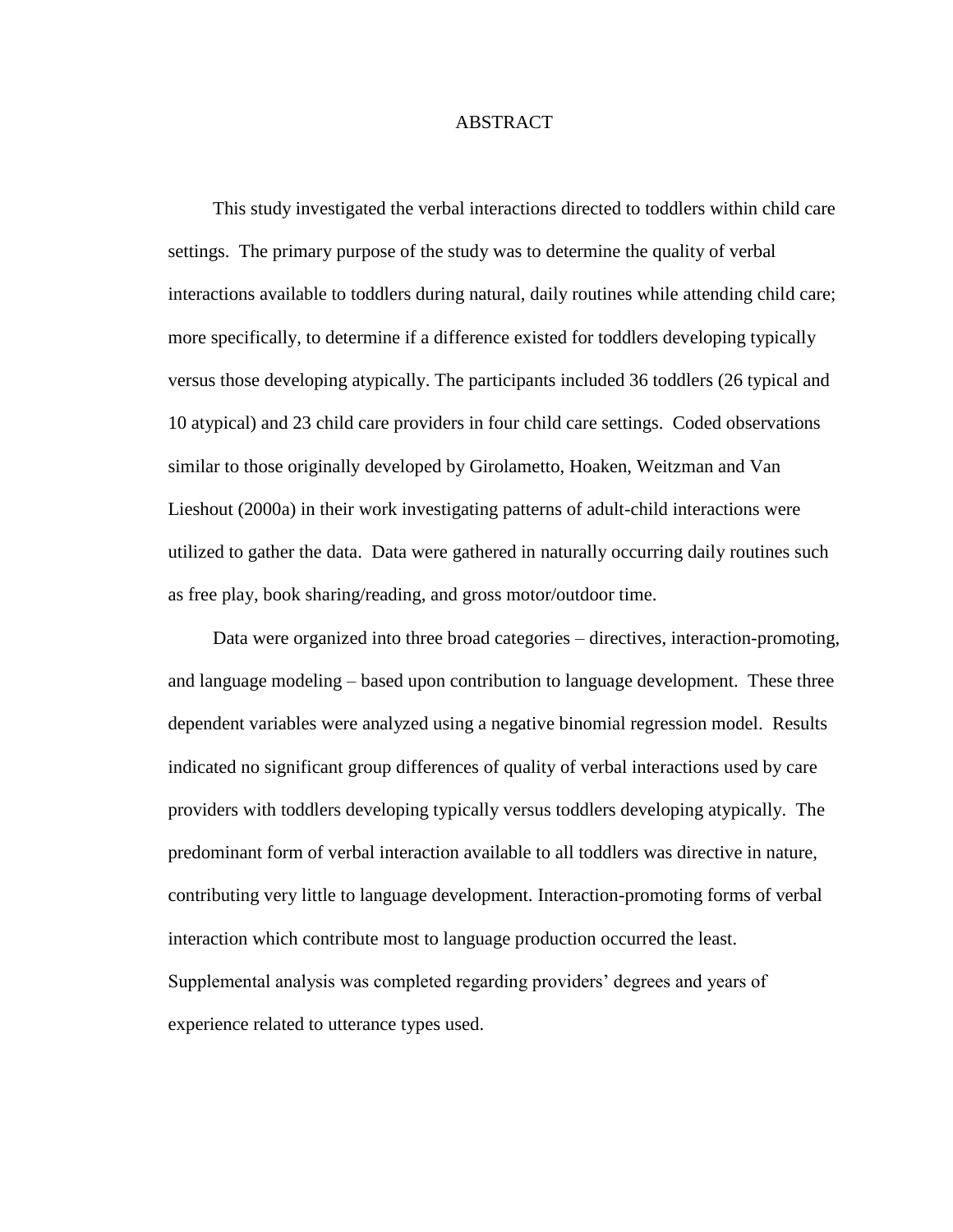# ABSTRACT

This study investigated the verbal interactions directed to toddlers within child care settings. The primary purpose of the study was to determine the quality of verbal interactions available to toddlers during natural, daily routines while attending child care; more specifically, to determine if a difference existed for toddlers developing typically versus those developing atypically. The participants included 36 toddlers (26 typical and 10 atypical) and 23 child care providers in four child care settings. Coded observations similar to those originally developed by Girolametto, Hoaken, Weitzman and Van Lieshout (2000a) in their work investigating patterns of adult-child interactions were utilized to gather the data. Data were gathered in naturally occurring daily routines such as free play, book sharing/reading, and gross motor/outdoor time.

Data were organized into three broad categories – directives, interaction-promoting, and language modeling – based upon contribution to language development. These three dependent variables were analyzed using a negative binomial regression model. Results indicated no significant group differences of quality of verbal interactions used by care providers with toddlers developing typically versus toddlers developing atypically. The predominant form of verbal interaction available to all toddlers was directive in nature, contributing very little to language development. Interaction-promoting forms of verbal interaction which contribute most to language production occurred the least. Supplemental analysis was completed regarding providers' degrees and years of experience related to utterance types used.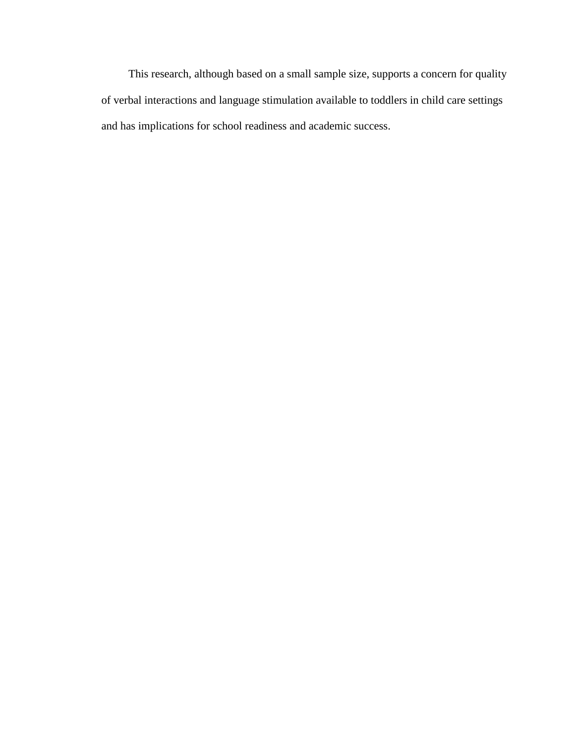This research, although based on a small sample size, supports a concern for quality of verbal interactions and language stimulation available to toddlers in child care settings and has implications for school readiness and academic success.